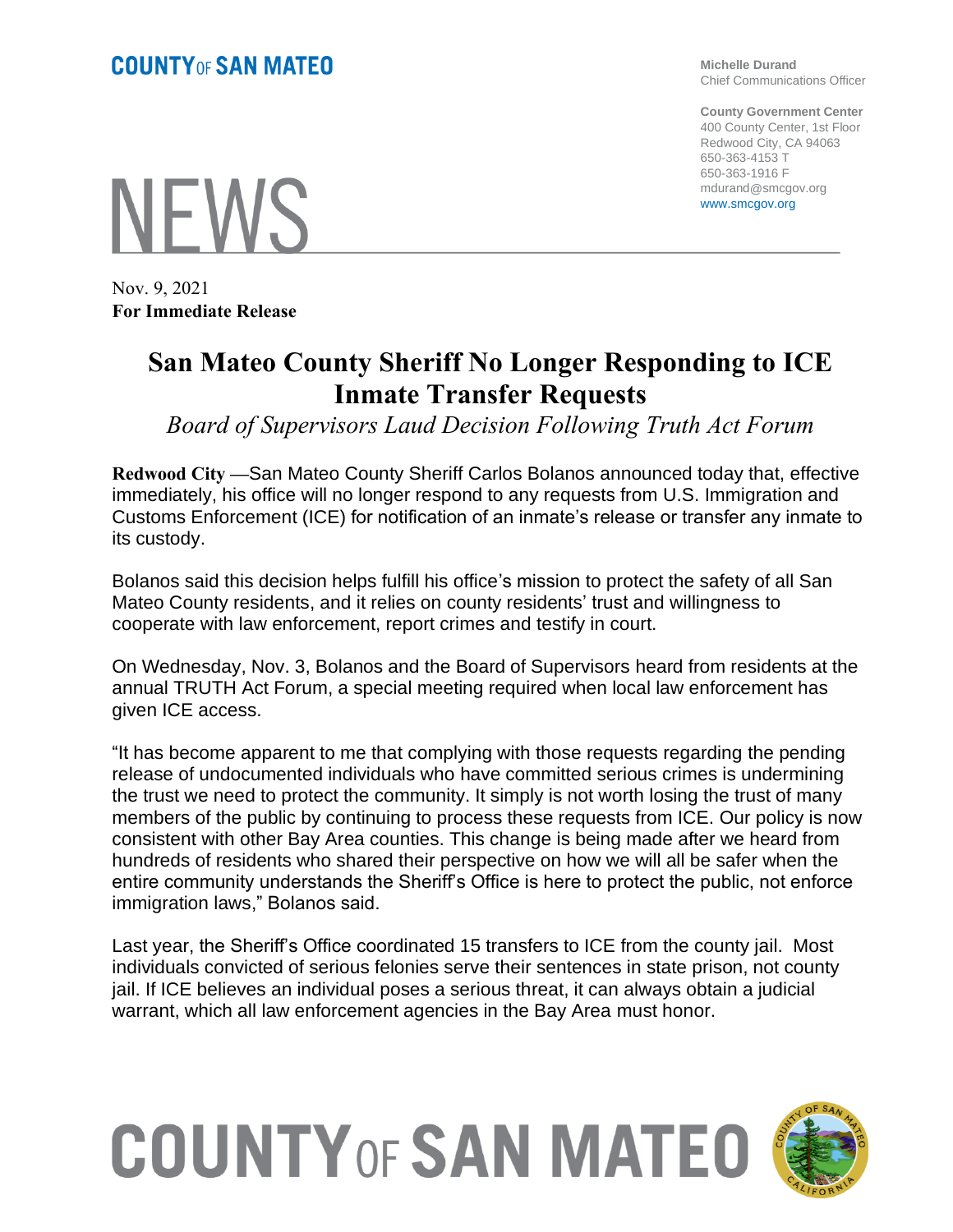**COUNTY OF SAN MATEO**

**Michelle Durand**
Chief Communications Officer

**County Government Center**
400 County Center, 1st Floor
Redwood City, CA 94063
650-363-4153 T
650-363-1916 F
mdurand@smcgov.org
www.smcgov.org

# NEWS

Nov. 9, 2021
**For Immediate Release**

# San Mateo County Sheriff No Longer Responding to ICE Inmate Transfer Requests

*Board of Supervisors Laud Decision Following Truth Act Forum*

**Redwood City** —San Mateo County Sheriff Carlos Bolanos announced today that, effective immediately, his office will no longer respond to any requests from U.S. Immigration and Customs Enforcement (ICE) for notification of an inmate's release or transfer any inmate to its custody.

Bolanos said this decision helps fulfill his office's mission to protect the safety of all San Mateo County residents, and it relies on county residents' trust and willingness to cooperate with law enforcement, report crimes and testify in court.

On Wednesday, Nov. 3, Bolanos and the Board of Supervisors heard from residents at the annual TRUTH Act Forum, a special meeting required when local law enforcement has given ICE access.

"It has become apparent to me that complying with those requests regarding the pending release of undocumented individuals who have committed serious crimes is undermining the trust we need to protect the community. It simply is not worth losing the trust of many members of the public by continuing to process these requests from ICE. Our policy is now consistent with other Bay Area counties. This change is being made after we heard from hundreds of residents who shared their perspective on how we will all be safer when the entire community understands the Sheriff's Office is here to protect the public, not enforce immigration laws," Bolanos said.

Last year, the Sheriff's Office coordinated 15 transfers to ICE from the county jail. Most individuals convicted of serious felonies serve their sentences in state prison, not county jail. If ICE believes an individual poses a serious threat, it can always obtain a judicial warrant, which all law enforcement agencies in the Bay Area must honor.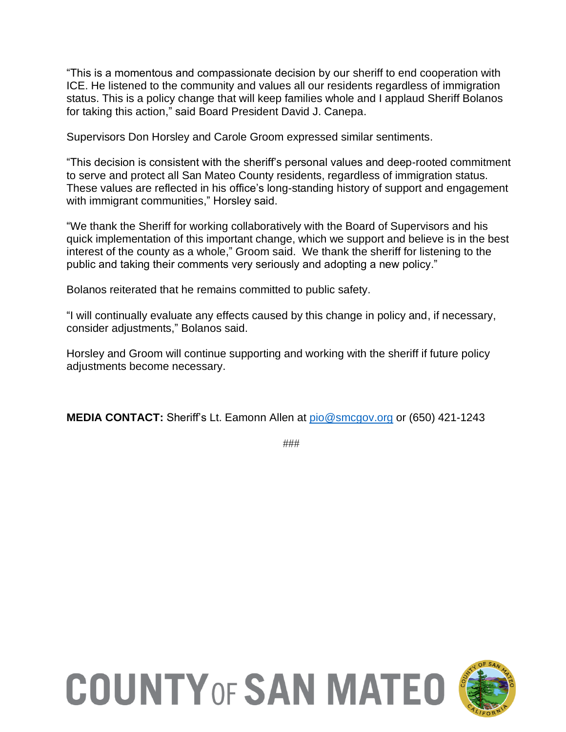"This is a momentous and compassionate decision by our sheriff to end cooperation with ICE. He listened to the community and values all our residents regardless of immigration status. This is a policy change that will keep families whole and I applaud Sheriff Bolanos for taking this action," said Board President David J. Canepa.

Supervisors Don Horsley and Carole Groom expressed similar sentiments.

"This decision is consistent with the sheriff's personal values and deep-rooted commitment to serve and protect all San Mateo County residents, regardless of immigration status. These values are reflected in his office's long-standing history of support and engagement with immigrant communities," Horsley said.

"We thank the Sheriff for working collaboratively with the Board of Supervisors and his quick implementation of this important change, which we support and believe is in the best interest of the county as a whole," Groom said. We thank the sheriff for listening to the public and taking their comments very seriously and adopting a new policy."

Bolanos reiterated that he remains committed to public safety.

"I will continually evaluate any effects caused by this change in policy and, if necessary, consider adjustments," Bolanos said.

Horsley and Groom will continue supporting and working with the sheriff if future policy adjustments become necessary.

**MEDIA CONTACT:** Sheriff's Lt. Eamonn Allen at pio@smcgov.org or (650) 421-1243

###